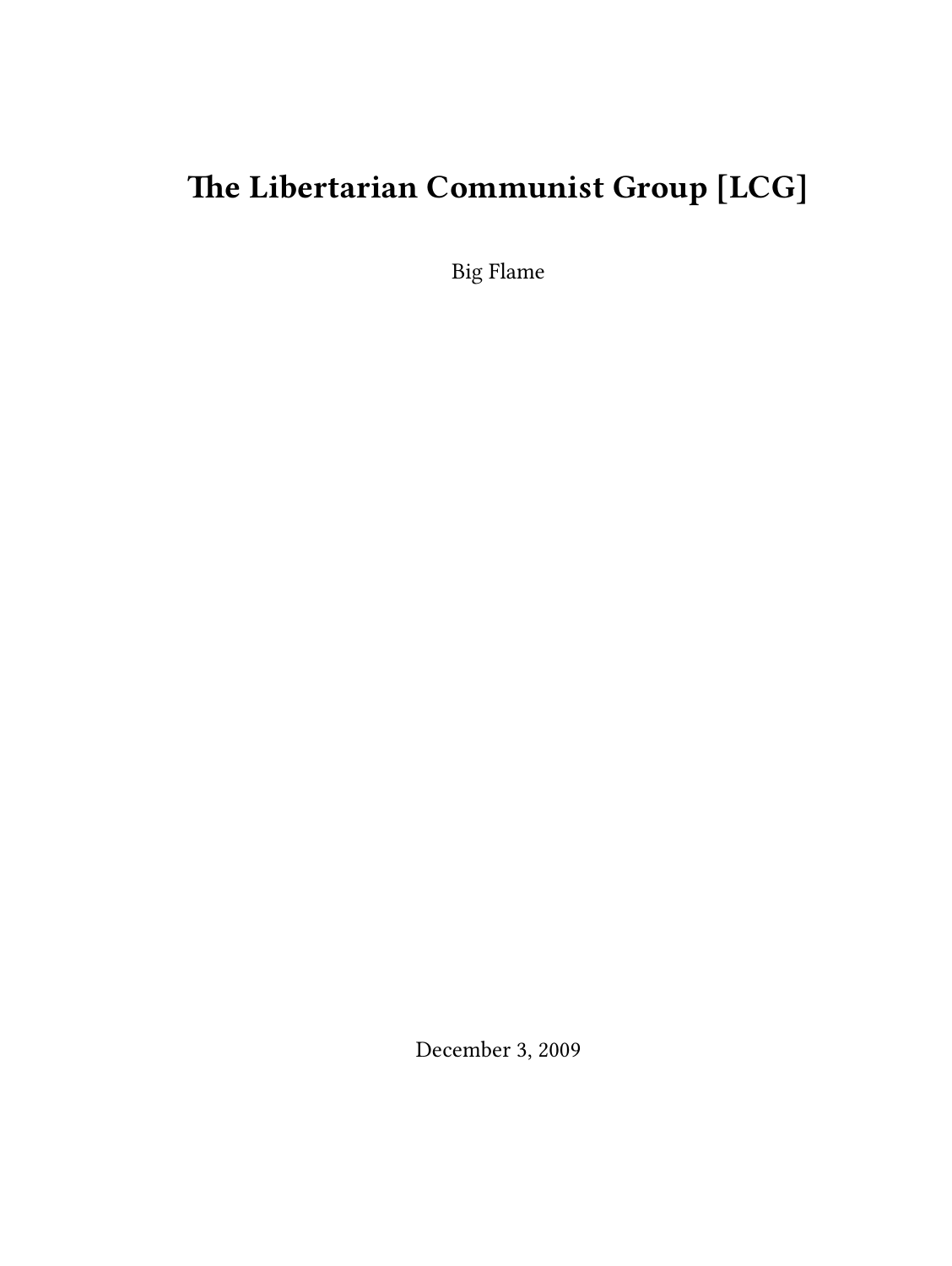# The Libertarian Communist Group [LCG]

Big Flame

December 3, 2009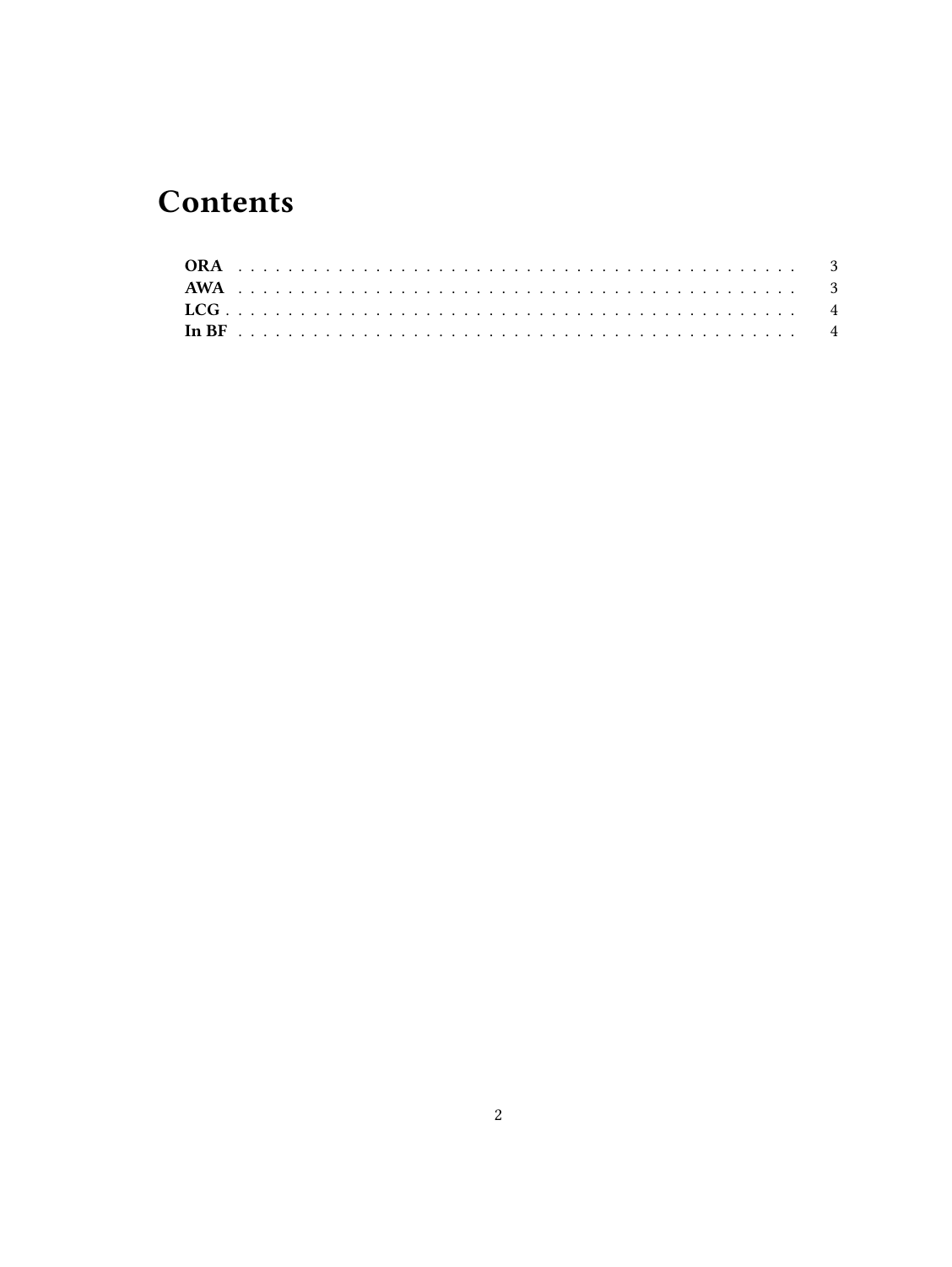# Contents

**ORA** . . . . . . . . . . . . . . . . . . . . . . . . . . . . . . . . . . . . . . . . . . . 3
**AWA** . . . . . . . . . . . . . . . . . . . . . . . . . . . . . . . . . . . . . . . . . . . 3
**LCG** . . . . . . . . . . . . . . . . . . . . . . . . . . . . . . . . . . . . . . . . . . . 4
**In BF** . . . . . . . . . . . . . . . . . . . . . . . . . . . . . . . . . . . . . . . . . . 4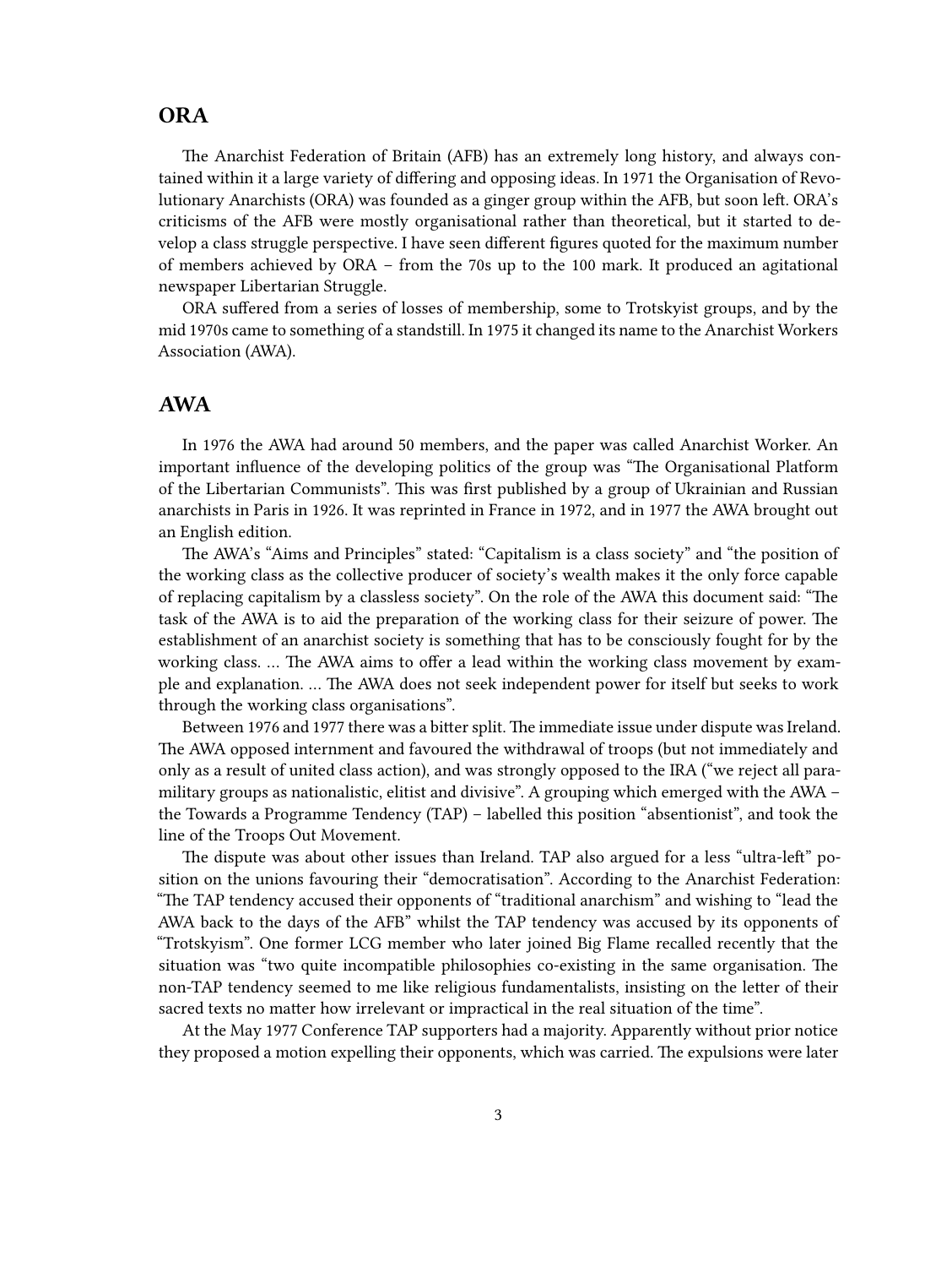## ORA

The Anarchist Federation of Britain (AFB) has an extremely long history, and always contained within it a large variety of differing and opposing ideas. In 1971 the Organisation of Revolutionary Anarchists (ORA) was founded as a ginger group within the AFB, but soon left. ORA's criticisms of the AFB were mostly organisational rather than theoretical, but it started to develop a class struggle perspective. I have seen different figures quoted for the maximum number of members achieved by ORA – from the 70s up to the 100 mark. It produced an agitational newspaper Libertarian Struggle.

ORA suffered from a series of losses of membership, some to Trotskyist groups, and by the mid 1970s came to something of a standstill. In 1975 it changed its name to the Anarchist Workers Association (AWA).

## AWA

In 1976 the AWA had around 50 members, and the paper was called Anarchist Worker. An important influence of the developing politics of the group was "The Organisational Platform of the Libertarian Communists". This was first published by a group of Ukrainian and Russian anarchists in Paris in 1926. It was reprinted in France in 1972, and in 1977 the AWA brought out an English edition.

The AWA's "Aims and Principles" stated: "Capitalism is a class society" and "the position of the working class as the collective producer of society's wealth makes it the only force capable of replacing capitalism by a classless society". On the role of the AWA this document said: "The task of the AWA is to aid the preparation of the working class for their seizure of power. The establishment of an anarchist society is something that has to be consciously fought for by the working class. … The AWA aims to offer a lead within the working class movement by example and explanation. … The AWA does not seek independent power for itself but seeks to work through the working class organisations".

Between 1976 and 1977 there was a bitter split. The immediate issue under dispute was Ireland. The AWA opposed internment and favoured the withdrawal of troops (but not immediately and only as a result of united class action), and was strongly opposed to the IRA ("we reject all paramilitary groups as nationalistic, elitist and divisive". A grouping which emerged with the AWA – the Towards a Programme Tendency (TAP) – labelled this position "absentionist", and took the line of the Troops Out Movement.

The dispute was about other issues than Ireland. TAP also argued for a less "ultra-left" position on the unions favouring their "democratisation". According to the Anarchist Federation: "The TAP tendency accused their opponents of "traditional anarchism" and wishing to "lead the AWA back to the days of the AFB" whilst the TAP tendency was accused by its opponents of "Trotskyism". One former LCG member who later joined Big Flame recalled recently that the situation was "two quite incompatible philosophies co-existing in the same organisation. The non-TAP tendency seemed to me like religious fundamentalists, insisting on the letter of their sacred texts no matter how irrelevant or impractical in the real situation of the time".

At the May 1977 Conference TAP supporters had a majority. Apparently without prior notice they proposed a motion expelling their opponents, which was carried. The expulsions were later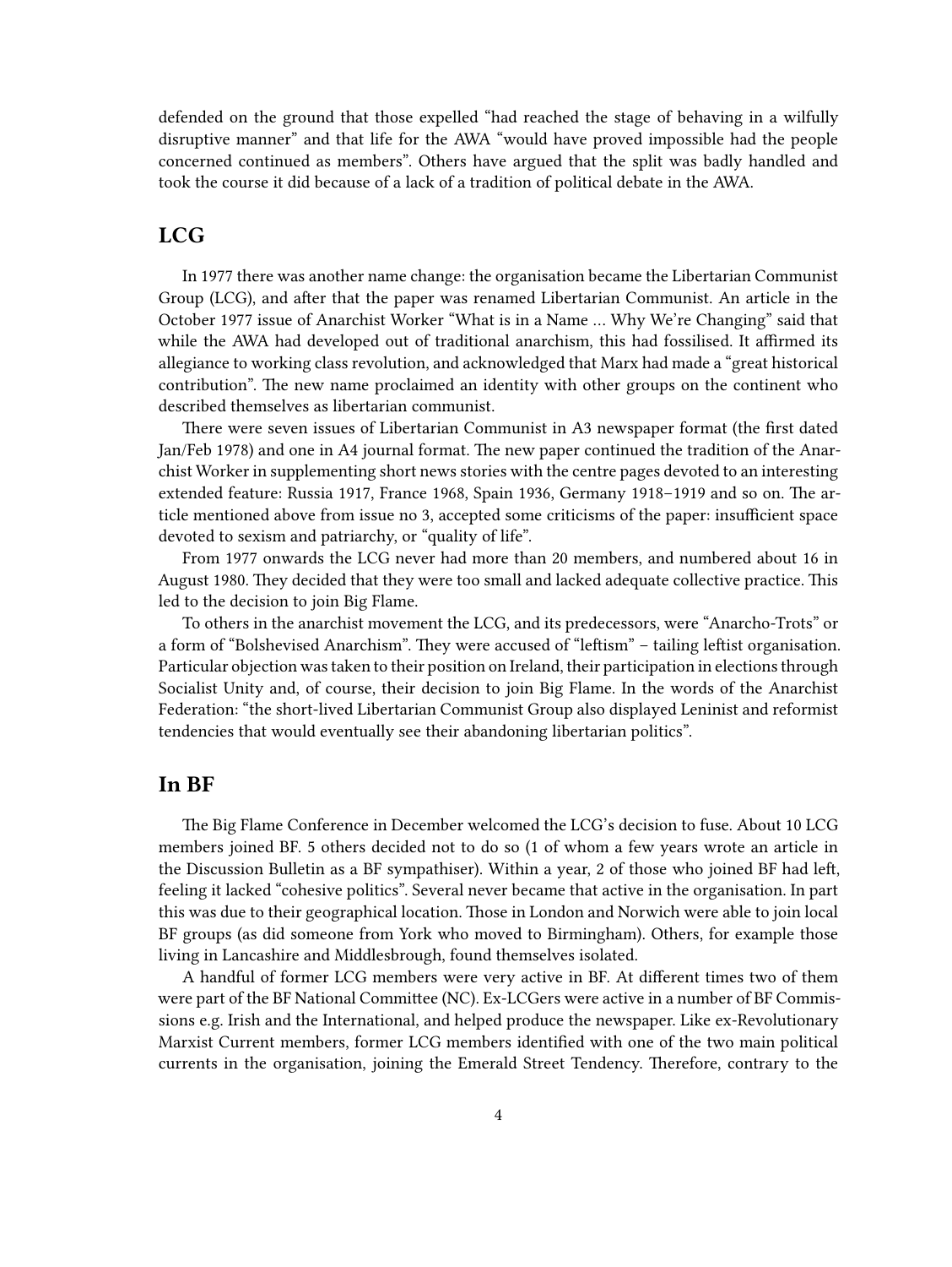defended on the ground that those expelled "had reached the stage of behaving in a wilfully disruptive manner" and that life for the AWA "would have proved impossible had the people concerned continued as members". Others have argued that the split was badly handled and took the course it did because of a lack of a tradition of political debate in the AWA.

## LCG

In 1977 there was another name change: the organisation became the Libertarian Communist Group (LCG), and after that the paper was renamed Libertarian Communist. An article in the October 1977 issue of Anarchist Worker "What is in a Name … Why We're Changing" said that while the AWA had developed out of traditional anarchism, this had fossilised. It affirmed its allegiance to working class revolution, and acknowledged that Marx had made a "great historical contribution". The new name proclaimed an identity with other groups on the continent who described themselves as libertarian communist.

There were seven issues of Libertarian Communist in A3 newspaper format (the first dated Jan/Feb 1978) and one in A4 journal format. The new paper continued the tradition of the Anarchist Worker in supplementing short news stories with the centre pages devoted to an interesting extended feature: Russia 1917, France 1968, Spain 1936, Germany 1918–1919 and so on. The article mentioned above from issue no 3, accepted some criticisms of the paper: insufficient space devoted to sexism and patriarchy, or "quality of life".

From 1977 onwards the LCG never had more than 20 members, and numbered about 16 in August 1980. They decided that they were too small and lacked adequate collective practice. This led to the decision to join Big Flame.

To others in the anarchist movement the LCG, and its predecessors, were "Anarcho-Trots" or a form of "Bolshevised Anarchism". They were accused of "leftism" – tailing leftist organisation. Particular objection was taken to their position on Ireland, their participation in elections through Socialist Unity and, of course, their decision to join Big Flame. In the words of the Anarchist Federation: "the short-lived Libertarian Communist Group also displayed Leninist and reformist tendencies that would eventually see their abandoning libertarian politics".

## In BF

The Big Flame Conference in December welcomed the LCG's decision to fuse. About 10 LCG members joined BF. 5 others decided not to do so (1 of whom a few years wrote an article in the Discussion Bulletin as a BF sympathiser). Within a year, 2 of those who joined BF had left, feeling it lacked "cohesive politics". Several never became that active in the organisation. In part this was due to their geographical location. Those in London and Norwich were able to join local BF groups (as did someone from York who moved to Birmingham). Others, for example those living in Lancashire and Middlesbrough, found themselves isolated.

A handful of former LCG members were very active in BF. At different times two of them were part of the BF National Committee (NC). Ex-LCGers were active in a number of BF Commissions e.g. Irish and the International, and helped produce the newspaper. Like ex-Revolutionary Marxist Current members, former LCG members identified with one of the two main political currents in the organisation, joining the Emerald Street Tendency. Therefore, contrary to the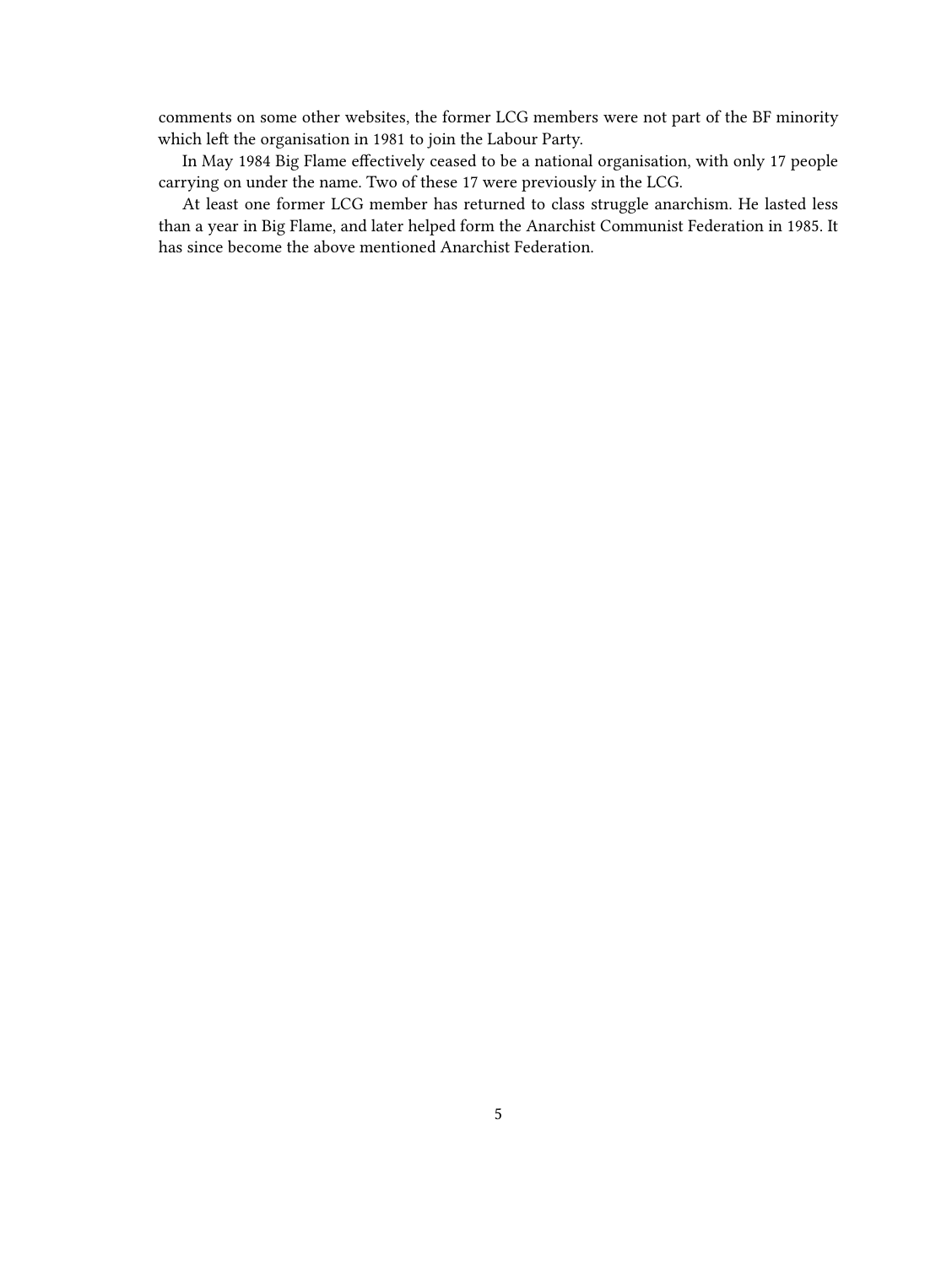comments on some other websites, the former LCG members were not part of the BF minority which left the organisation in 1981 to join the Labour Party.

In May 1984 Big Flame effectively ceased to be a national organisation, with only 17 people carrying on under the name. Two of these 17 were previously in the LCG.

At least one former LCG member has returned to class struggle anarchism. He lasted less than a year in Big Flame, and later helped form the Anarchist Communist Federation in 1985. It has since become the above mentioned Anarchist Federation.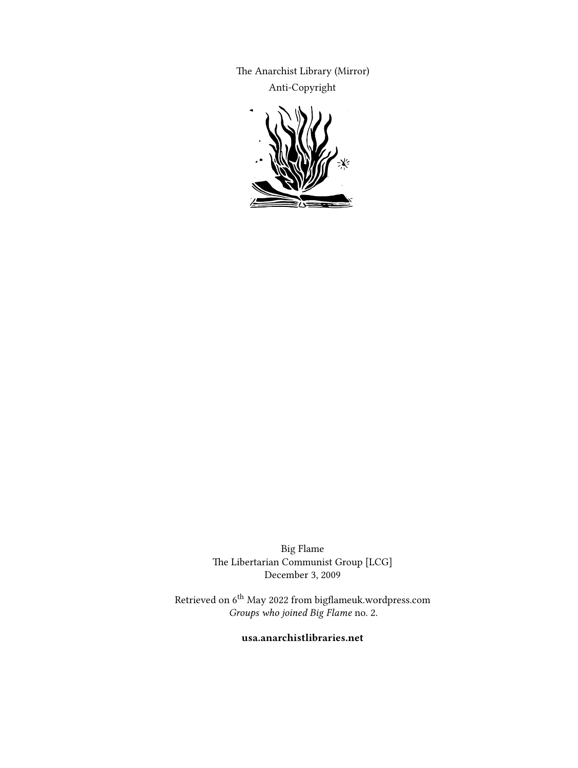The Anarchist Library (Mirror)
Anti-Copyright

Big Flame
The Libertarian Communist Group [LCG]
December 3, 2009

Retrieved on 6th May 2022 from bigflameuk.wordpress.com
*Groups who joined Big Flame* no. 2.

**usa.anarchistlibraries.net**